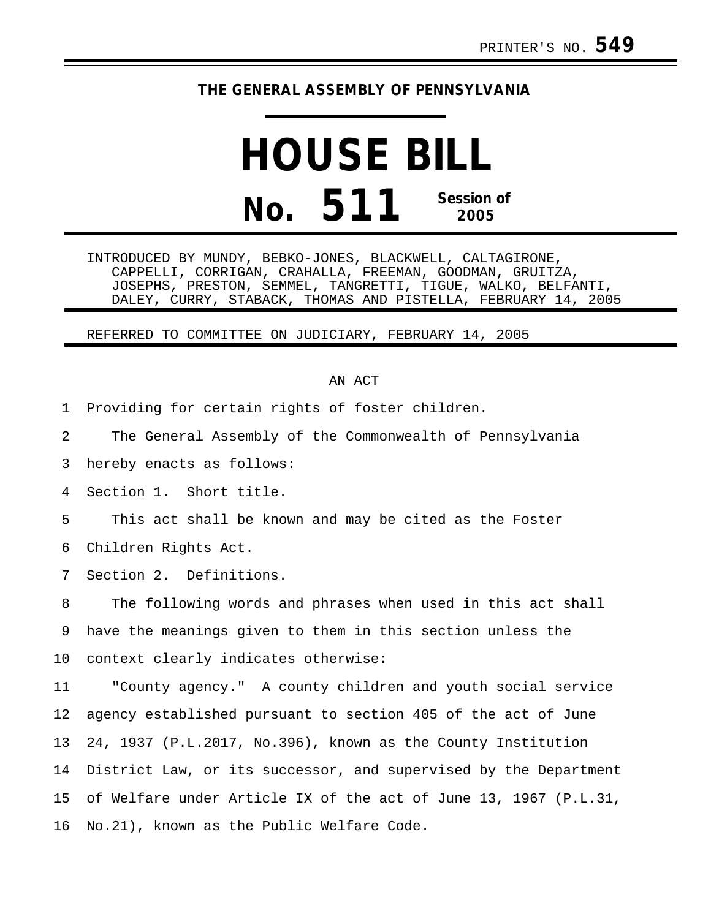PRINTER'S NO. **549**

**THE GENERAL ASSEMBLY OF PENNSYLVANIA**

# HOUSE BILL

# No. 511

**Session of 2005**

INTRODUCED BY MUNDY, BEBKO-JONES, BLACKWELL, CALTAGIRONE, CAPPELLI, CORRIGAN, CRAHALLA, FREEMAN, GOODMAN, GRUITZA, JOSEPHS, PRESTON, SEMMEL, TANGRETTI, TIGUE, WALKO, BELFANTI, DALEY, CURRY, STABACK, THOMAS AND PISTELLA, FEBRUARY 14, 2005

REFERRED TO COMMITTEE ON JUDICIARY, FEBRUARY 14, 2005

AN ACT

Providing for certain rights of foster children.

The General Assembly of the Commonwealth of Pennsylvania hereby enacts as follows:

Section 1. Short title.

This act shall be known and may be cited as the Foster Children Rights Act.

Section 2. Definitions.

The following words and phrases when used in this act shall have the meanings given to them in this section unless the context clearly indicates otherwise:

"County agency." A county children and youth social service agency established pursuant to section 405 of the act of June 24, 1937 (P.L.2017, No.396), known as the County Institution District Law, or its successor, and supervised by the Department of Welfare under Article IX of the act of June 13, 1967 (P.L.31, No.21), known as the Public Welfare Code.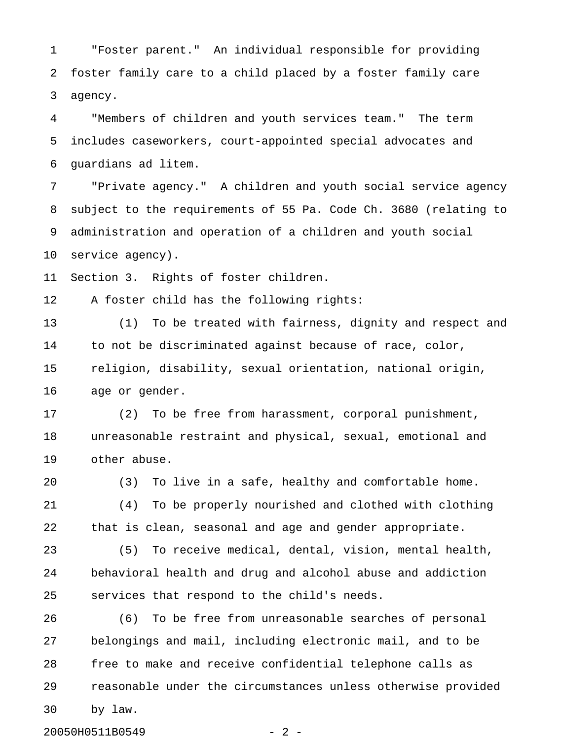"Foster parent." An individual responsible for providing foster family care to a child placed by a foster family care agency.

"Members of children and youth services team." The term includes caseworkers, court-appointed special advocates and guardians ad litem.

"Private agency." A children and youth social service agency subject to the requirements of 55 Pa. Code Ch. 3680 (relating to administration and operation of a children and youth social service agency).

Section 3. Rights of foster children.

A foster child has the following rights:

(1) To be treated with fairness, dignity and respect and to not be discriminated against because of race, color, religion, disability, sexual orientation, national origin, age or gender.

(2) To be free from harassment, corporal punishment, unreasonable restraint and physical, sexual, emotional and other abuse.

(3) To live in a safe, healthy and comfortable home.

(4) To be properly nourished and clothed with clothing that is clean, seasonal and age and gender appropriate.

(5) To receive medical, dental, vision, mental health, behavioral health and drug and alcohol abuse and addiction services that respond to the child's needs.

(6) To be free from unreasonable searches of personal belongings and mail, including electronic mail, and to be free to make and receive confidential telephone calls as reasonable under the circumstances unless otherwise provided by law.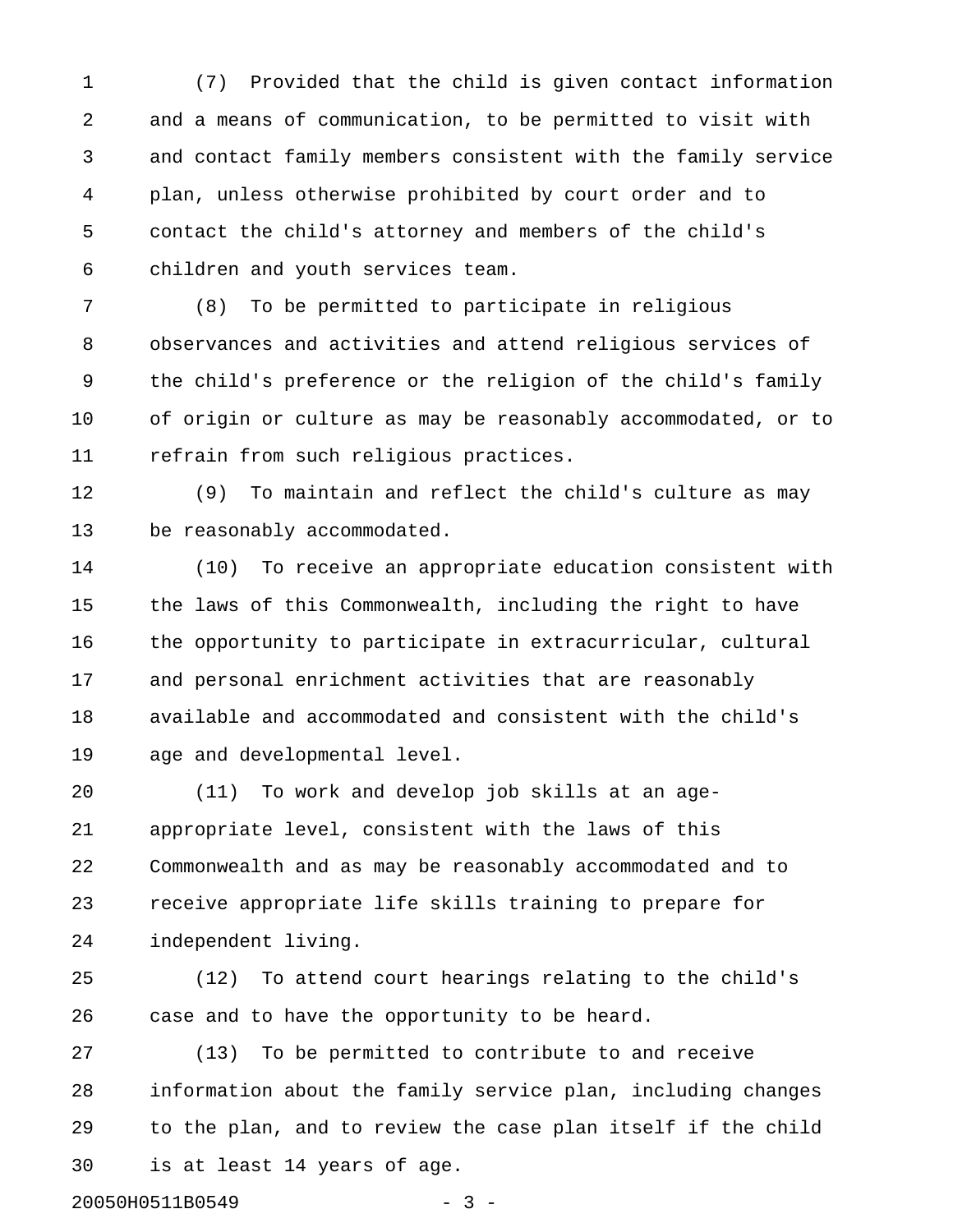(7) Provided that the child is given contact information and a means of communication, to be permitted to visit with and contact family members consistent with the family service plan, unless otherwise prohibited by court order and to contact the child's attorney and members of the child's children and youth services team.

(8) To be permitted to participate in religious observances and activities and attend religious services of the child's preference or the religion of the child's family of origin or culture as may be reasonably accommodated, or to refrain from such religious practices.

(9) To maintain and reflect the child's culture as may be reasonably accommodated.

(10) To receive an appropriate education consistent with the laws of this Commonwealth, including the right to have the opportunity to participate in extracurricular, cultural and personal enrichment activities that are reasonably available and accommodated and consistent with the child's age and developmental level.

(11) To work and develop job skills at an age-appropriate level, consistent with the laws of this Commonwealth and as may be reasonably accommodated and to receive appropriate life skills training to prepare for independent living.

(12) To attend court hearings relating to the child's case and to have the opportunity to be heard.

(13) To be permitted to contribute to and receive information about the family service plan, including changes to the plan, and to review the case plan itself if the child is at least 14 years of age.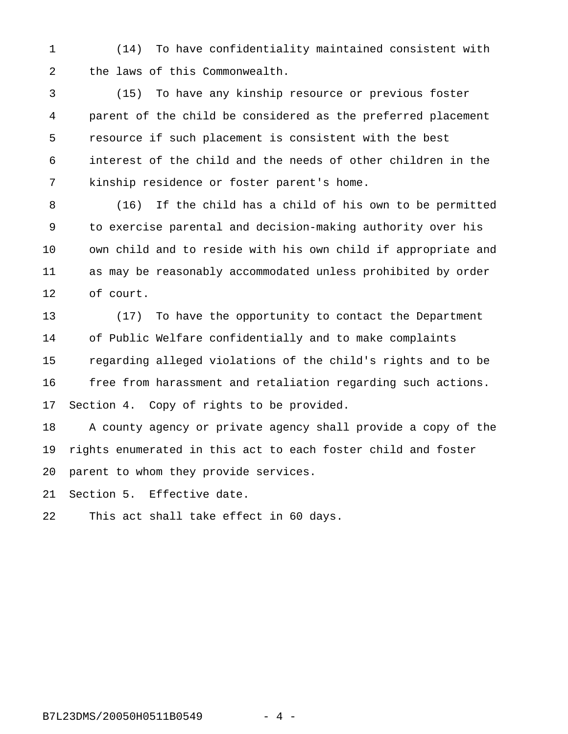(14) To have confidentiality maintained consistent with the laws of this Commonwealth.

(15) To have any kinship resource or previous foster parent of the child be considered as the preferred placement resource if such placement is consistent with the best interest of the child and the needs of other children in the kinship residence or foster parent's home.

(16) If the child has a child of his own to be permitted to exercise parental and decision-making authority over his own child and to reside with his own child if appropriate and as may be reasonably accommodated unless prohibited by order of court.

(17) To have the opportunity to contact the Department of Public Welfare confidentially and to make complaints regarding alleged violations of the child's rights and to be free from harassment and retaliation regarding such actions.

Section 4. Copy of rights to be provided.

A county agency or private agency shall provide a copy of the rights enumerated in this act to each foster child and foster parent to whom they provide services.

Section 5. Effective date.

This act shall take effect in 60 days.